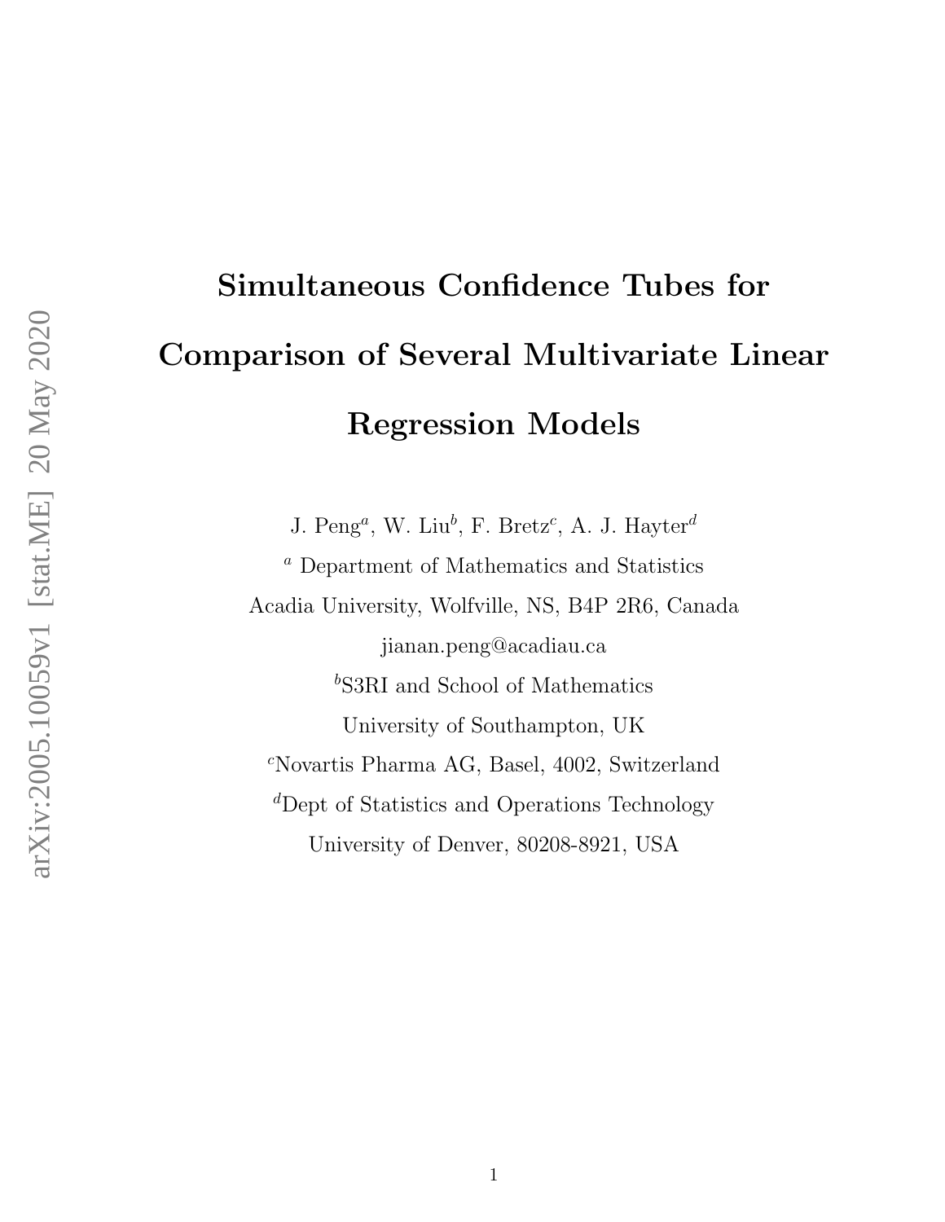# Simultaneous Confidence Tubes for Comparison of Several Multivariate Linear Regression Models

J. Peng[a], W. Liu[b], F. Bretz[c], A. J. Hayter[d]

[a] Department of Mathematics and Statistics

Acadia University, Wolfville, NS, B4P 2R6, Canada

jianan.peng@acadiau.ca

[b]S3RI and School of Mathematics

University of Southampton, UK

[c]Novartis Pharma AG, Basel, 4002, Switzerland

[d]Dept of Statistics and Operations Technology

University of Denver, 80208-8921, USA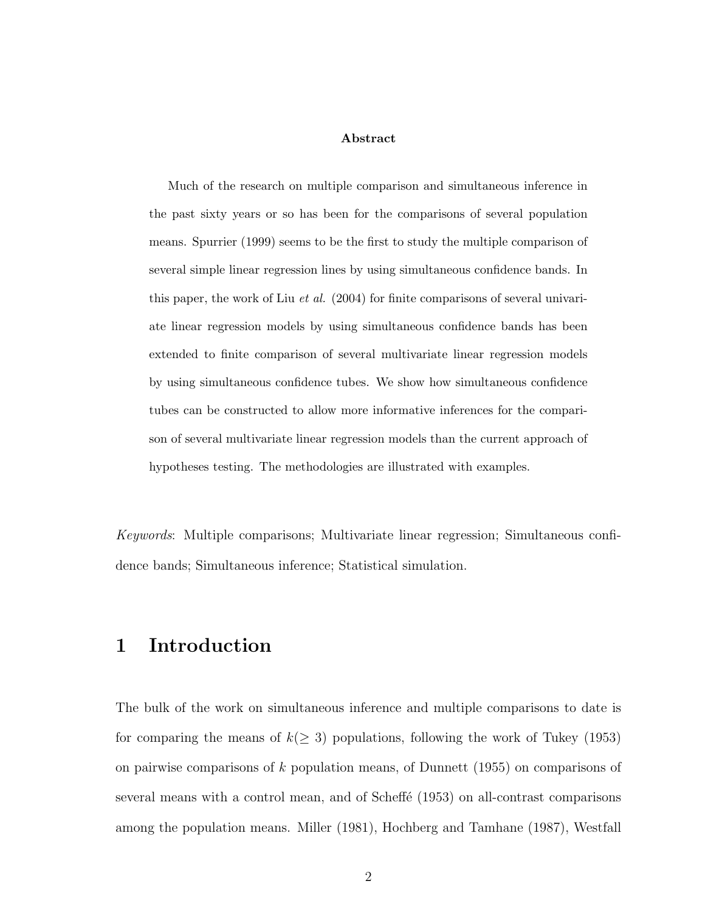**Abstract**

Much of the research on multiple comparison and simultaneous inference in the past sixty years or so has been for the comparisons of several population means. Spurrier (1999) seems to be the first to study the multiple comparison of several simple linear regression lines by using simultaneous confidence bands. In this paper, the work of Liu *et al.* (2004) for finite comparisons of several univariate linear regression models by using simultaneous confidence bands has been extended to finite comparison of several multivariate linear regression models by using simultaneous confidence tubes. We show how simultaneous confidence tubes can be constructed to allow more informative inferences for the comparison of several multivariate linear regression models than the current approach of hypotheses testing. The methodologies are illustrated with examples.

*Keywords*: Multiple comparisons; Multivariate linear regression; Simultaneous confidence bands; Simultaneous inference; Statistical simulation.

# 1 Introduction

The bulk of the work on simultaneous inference and multiple comparisons to date is for comparing the means of $k(\geq 3)$ populations, following the work of Tukey (1953) on pairwise comparisons of $k$ population means, of Dunnett (1955) on comparisons of several means with a control mean, and of Scheffé (1953) on all-contrast comparisons among the population means. Miller (1981), Hochberg and Tamhane (1987), Westfall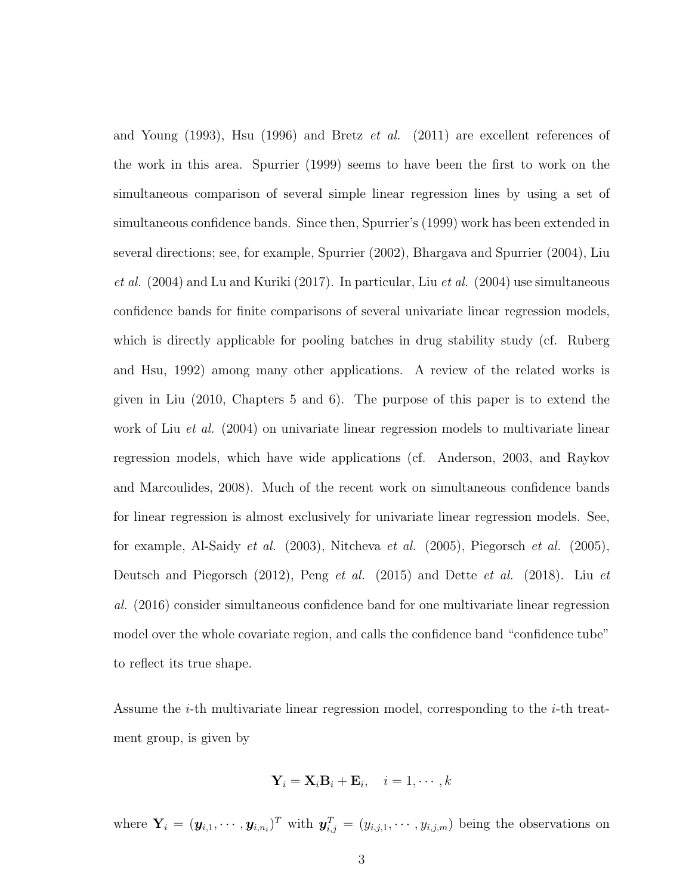and Young (1993), Hsu (1996) and Bretz *et al.* (2011) are excellent references of the work in this area. Spurrier (1999) seems to have been the first to work on the simultaneous comparison of several simple linear regression lines by using a set of simultaneous confidence bands. Since then, Spurrier's (1999) work has been extended in several directions; see, for example, Spurrier (2002), Bhargava and Spurrier (2004), Liu *et al.* (2004) and Lu and Kuriki (2017). In particular, Liu *et al.* (2004) use simultaneous confidence bands for finite comparisons of several univariate linear regression models, which is directly applicable for pooling batches in drug stability study (cf. Ruberg and Hsu, 1992) among many other applications. A review of the related works is given in Liu (2010, Chapters 5 and 6). The purpose of this paper is to extend the work of Liu *et al.* (2004) on univariate linear regression models to multivariate linear regression models, which have wide applications (cf. Anderson, 2003, and Raykov and Marcoulides, 2008). Much of the recent work on simultaneous confidence bands for linear regression is almost exclusively for univariate linear regression models. See, for example, Al-Saidy *et al.* (2003), Nitcheva *et al.* (2005), Piegorsch *et al.* (2005), Deutsch and Piegorsch (2012), Peng *et al.* (2015) and Dette *et al.* (2018). Liu *et al.* (2016) consider simultaneous confidence band for one multivariate linear regression model over the whole covariate region, and calls the confidence band "confidence tube" to reflect its true shape.

Assume the $i$-th multivariate linear regression model, corresponding to the $i$-th treatment group, is given by

$$\mathbf{Y}_i = \mathbf{X}_i\mathbf{B}_i + \mathbf{E}_i, \quad i = 1, \cdots, k$$

where $\mathbf{Y}_i = (\boldsymbol{y}_{i,1}, \cdots, \boldsymbol{y}_{i,n_i})^T$ with $\boldsymbol{y}_{i,j}^T = (y_{i,j,1}, \cdots, y_{i,j,m})$ being the observations on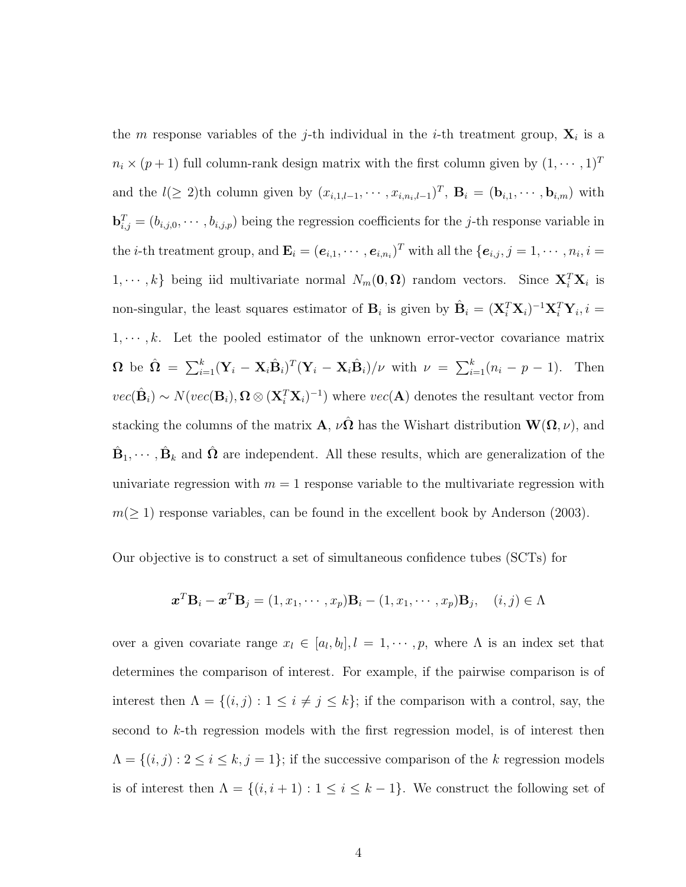the $m$ response variables of the $j$-th individual in the $i$-th treatment group, $\mathbf{X}_i$ is a $n_i \times (p+1)$ full column-rank design matrix with the first column given by $(1, \cdots, 1)^T$ and the $l(\geq 2)$th column given by $(x_{i,1,l-1}, \cdots, x_{i,n_i,l-1})^T$, $\mathbf{B}_i = (\mathbf{b}_{i,1}, \cdots, \mathbf{b}_{i,m})$ with $\mathbf{b}_{i,j}^T = (b_{i,j,0}, \cdots, b_{i,j,p})$ being the regression coefficients for the $j$-th response variable in the $i$-th treatment group, and $\mathbf{E}_i = (\boldsymbol{e}_{i,1}, \cdots, \boldsymbol{e}_{i,n_i})^T$ with all the $\{\boldsymbol{e}_{i,j}, j = 1, \cdots, n_i, i = 1, \cdots, k\}$ being iid multivariate normal $N_m(\mathbf{0}, \mathbf{\Omega})$ random vectors. Since $\mathbf{X}_i^T \mathbf{X}_i$ is non-singular, the least squares estimator of $\mathbf{B}_i$ is given by $\hat{\mathbf{B}}_i = (\mathbf{X}_i^T \mathbf{X}_i)^{-1} \mathbf{X}_i^T \mathbf{Y}_i, i = 1, \cdots, k$. Let the pooled estimator of the unknown error-vector covariance matrix $\mathbf{\Omega}$ be $\hat{\mathbf{\Omega}} = \sum_{i=1}^{k} (\mathbf{Y}_i - \mathbf{X}_i \hat{\mathbf{B}}_i)^T (\mathbf{Y}_i - \mathbf{X}_i \hat{\mathbf{B}}_i)/\nu$ with $\nu = \sum_{i=1}^{k} (n_i - p - 1)$. Then $vec(\hat{\mathbf{B}}_i) \sim N(vec(\mathbf{B}_i), \mathbf{\Omega} \otimes (\mathbf{X}_i^T \mathbf{X}_i)^{-1})$ where $vec(\mathbf{A})$ denotes the resultant vector from stacking the columns of the matrix $\mathbf{A}$, $\nu \hat{\mathbf{\Omega}}$ has the Wishart distribution $\mathbf{W}(\mathbf{\Omega}, \nu)$, and $\hat{\mathbf{B}}_1, \cdots, \hat{\mathbf{B}}_k$ and $\hat{\mathbf{\Omega}}$ are independent. All these results, which are generalization of the univariate regression with $m = 1$ response variable to the multivariate regression with $m(\geq 1)$ response variables, can be found in the excellent book by Anderson (2003).

Our objective is to construct a set of simultaneous confidence tubes (SCTs) for

$$\boldsymbol{x}^T \mathbf{B}_i - \boldsymbol{x}^T \mathbf{B}_j = (1, x_1, \cdots, x_p) \mathbf{B}_i - (1, x_1, \cdots, x_p) \mathbf{B}_j, \quad (i, j) \in \Lambda$$

over a given covariate range $x_l \in [a_l, b_l], l = 1, \cdots, p$, where $\Lambda$ is an index set that determines the comparison of interest. For example, if the pairwise comparison is of interest then $\Lambda = \{(i, j) : 1 \leq i \neq j \leq k\}$; if the comparison with a control, say, the second to $k$-th regression models with the first regression model, is of interest then $\Lambda = \{(i, j) : 2 \leq i \leq k, j = 1\}$; if the successive comparison of the $k$ regression models is of interest then $\Lambda = \{(i, i+1) : 1 \leq i \leq k - 1\}$. We construct the following set of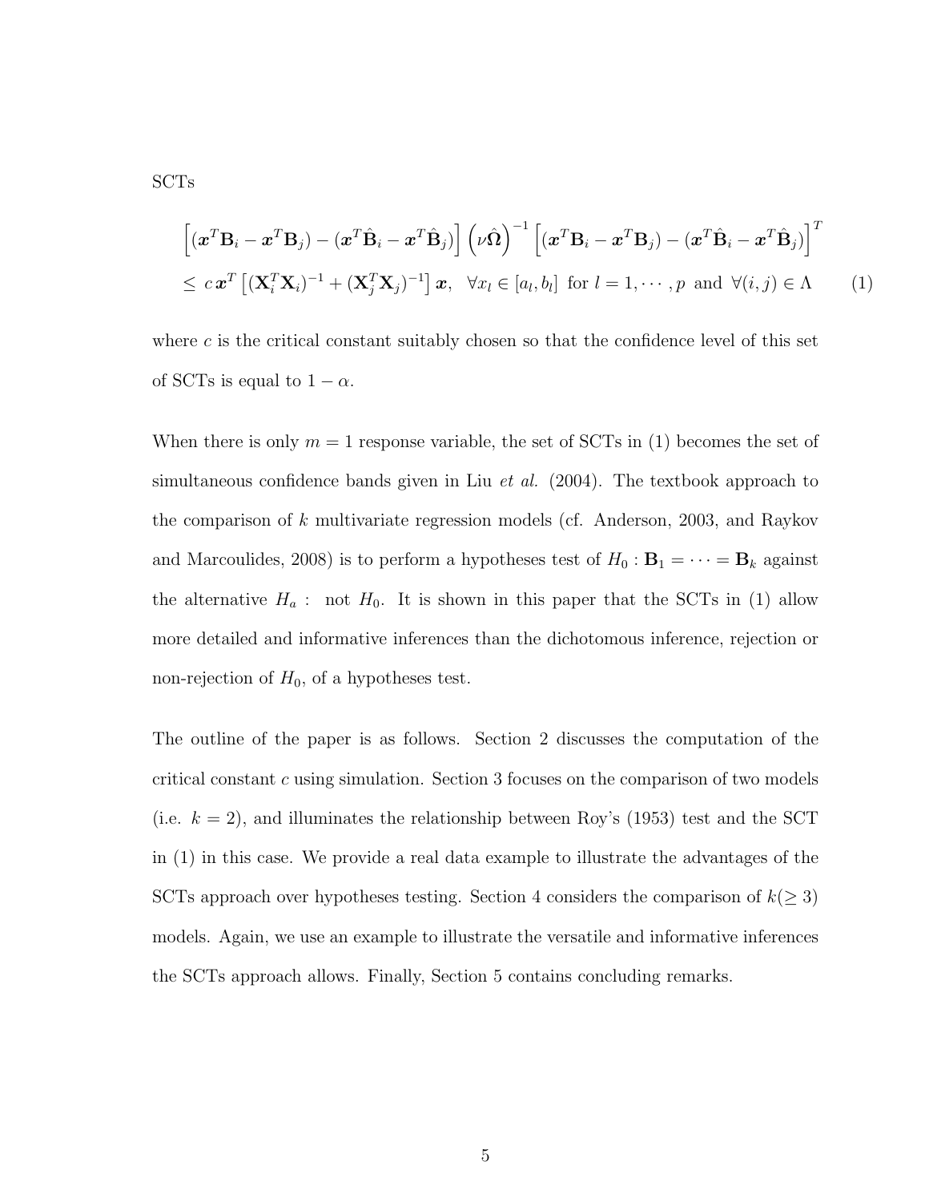SCTs

$$
\left[(\boldsymbol{x}^T\mathbf{B}_i - \boldsymbol{x}^T\mathbf{B}_j) - (\boldsymbol{x}^T\hat{\mathbf{B}}_i - \boldsymbol{x}^T\hat{\mathbf{B}}_j)\right]\left(\nu\hat{\boldsymbol{\Omega}}\right)^{-1}\left[(\boldsymbol{x}^T\mathbf{B}_i - \boldsymbol{x}^T\mathbf{B}_j) - (\boldsymbol{x}^T\hat{\mathbf{B}}_i - \boldsymbol{x}^T\hat{\mathbf{B}}_j)\right]^T
$$

$$
\leq c\,\boldsymbol{x}^T\left[(\mathbf{X}_i^T\mathbf{X}_i)^{-1} + (\mathbf{X}_j^T\mathbf{X}_j)^{-1}\right]\boldsymbol{x}, \;\; \forall x_l \in [a_l, b_l] \text{ for } l = 1, \cdots, p \text{ and } \forall (i,j) \in \Lambda \tag{1}
$$

where $c$ is the critical constant suitably chosen so that the confidence level of this set of SCTs is equal to $1 - \alpha$.

When there is only $m = 1$ response variable, the set of SCTs in (1) becomes the set of simultaneous confidence bands given in Liu *et al.* (2004). The textbook approach to the comparison of $k$ multivariate regression models (cf. Anderson, 2003, and Raykov and Marcoulides, 2008) is to perform a hypotheses test of $H_0 : \mathbf{B}_1 = \cdots = \mathbf{B}_k$ against the alternative $H_a$ : not $H_0$. It is shown in this paper that the SCTs in (1) allow more detailed and informative inferences than the dichotomous inference, rejection or non-rejection of $H_0$, of a hypotheses test.

The outline of the paper is as follows. Section 2 discusses the computation of the critical constant $c$ using simulation. Section 3 focuses on the comparison of two models (i.e. $k = 2$), and illuminates the relationship between Roy's (1953) test and the SCT in (1) in this case. We provide a real data example to illustrate the advantages of the SCTs approach over hypotheses testing. Section 4 considers the comparison of $k(\geq 3)$ models. Again, we use an example to illustrate the versatile and informative inferences the SCTs approach allows. Finally, Section 5 contains concluding remarks.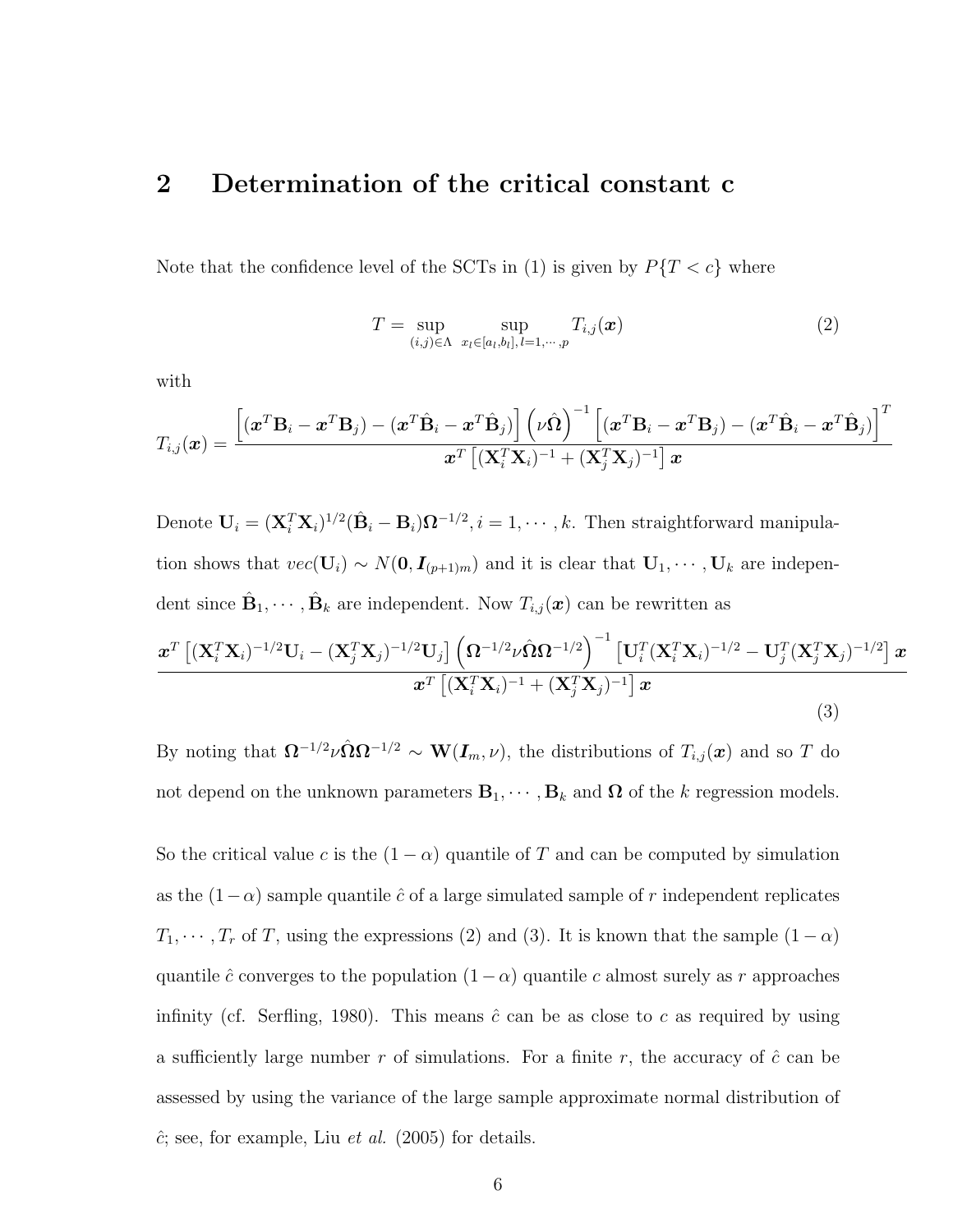## 2 Determination of the critical constant c

Note that the confidence level of the SCTs in (1) is given by $P\{T < c\}$ where

$$T = \sup_{(i,j)\in\Lambda} \sup_{x_l \in [a_l, b_l],\, l=1,\cdots,p} T_{i,j}(\boldsymbol{x}) \tag{2}$$

with

$$T_{i,j}(\boldsymbol{x}) = \frac{\left[(\boldsymbol{x}^T\mathbf{B}_i - \boldsymbol{x}^T\mathbf{B}_j) - (\boldsymbol{x}^T\hat{\mathbf{B}}_i - \boldsymbol{x}^T\hat{\mathbf{B}}_j)\right] \left(\nu\hat{\boldsymbol{\Omega}}\right)^{-1} \left[(\boldsymbol{x}^T\mathbf{B}_i - \boldsymbol{x}^T\mathbf{B}_j) - (\boldsymbol{x}^T\hat{\mathbf{B}}_i - \boldsymbol{x}^T\hat{\mathbf{B}}_j)\right]^T}{\boldsymbol{x}^T\left[(\mathbf{X}_i^T\mathbf{X}_i)^{-1} + (\mathbf{X}_j^T\mathbf{X}_j)^{-1}\right]\boldsymbol{x}}$$

Denote $\mathbf{U}_i = (\mathbf{X}_i^T\mathbf{X}_i)^{1/2}(\hat{\mathbf{B}}_i - \mathbf{B}_i)\boldsymbol{\Omega}^{-1/2}, i = 1, \cdots, k$. Then straightforward manipulation shows that $vec(\mathbf{U}_i) \sim N(\mathbf{0}, \boldsymbol{I}_{(p+1)m})$ and it is clear that $\mathbf{U}_1, \cdots, \mathbf{U}_k$ are independent since $\hat{\mathbf{B}}_1, \cdots, \hat{\mathbf{B}}_k$ are independent. Now $T_{i,j}(\boldsymbol{x})$ can be rewritten as

$$\frac{\boldsymbol{x}^T\left[(\mathbf{X}_i^T\mathbf{X}_i)^{-1/2}\mathbf{U}_i - (\mathbf{X}_j^T\mathbf{X}_j)^{-1/2}\mathbf{U}_j\right]\left(\boldsymbol{\Omega}^{-1/2}\nu\hat{\boldsymbol{\Omega}}\boldsymbol{\Omega}^{-1/2}\right)^{-1}\left[\mathbf{U}_i^T(\mathbf{X}_i^T\mathbf{X}_i)^{-1/2} - \mathbf{U}_j^T(\mathbf{X}_j^T\mathbf{X}_j)^{-1/2}\right]\boldsymbol{x}}{\boldsymbol{x}^T\left[(\mathbf{X}_i^T\mathbf{X}_i)^{-1} + (\mathbf{X}_j^T\mathbf{X}_j)^{-1}\right]\boldsymbol{x}} \tag{3}$$

By noting that $\boldsymbol{\Omega}^{-1/2}\nu\hat{\boldsymbol{\Omega}}\boldsymbol{\Omega}^{-1/2} \sim \mathbf{W}(\boldsymbol{I}_m, \nu)$, the distributions of $T_{i,j}(\boldsymbol{x})$ and so $T$ do not depend on the unknown parameters $\mathbf{B}_1, \cdots, \mathbf{B}_k$ and $\boldsymbol{\Omega}$ of the $k$ regression models.

So the critical value $c$ is the $(1-\alpha)$ quantile of $T$ and can be computed by simulation as the $(1-\alpha)$ sample quantile $\hat{c}$ of a large simulated sample of $r$ independent replicates $T_1, \cdots, T_r$ of $T$, using the expressions (2) and (3). It is known that the sample $(1-\alpha)$ quantile $\hat{c}$ converges to the population $(1-\alpha)$ quantile $c$ almost surely as $r$ approaches infinity (cf. Serfling, 1980). This means $\hat{c}$ can be as close to $c$ as required by using a sufficiently large number $r$ of simulations. For a finite $r$, the accuracy of $\hat{c}$ can be assessed by using the variance of the large sample approximate normal distribution of $\hat{c}$; see, for example, Liu *et al.* (2005) for details.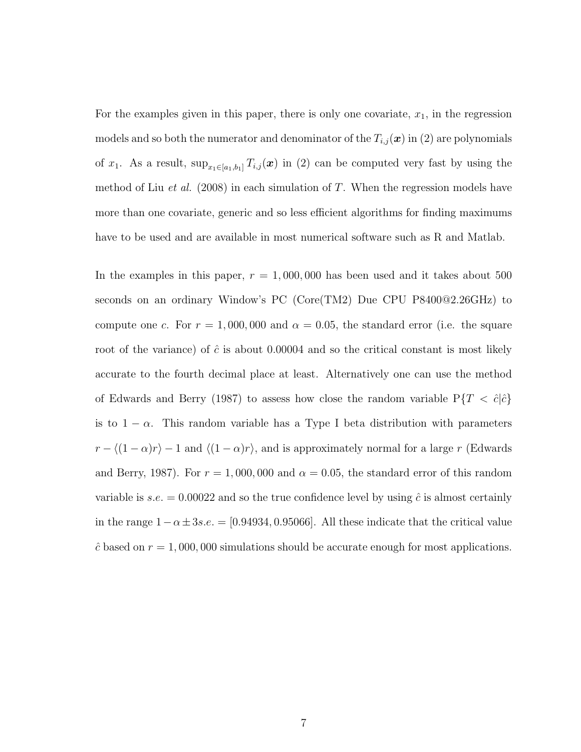For the examples given in this paper, there is only one covariate, $x_1$, in the regression models and so both the numerator and denominator of the $T_{i,j}(\boldsymbol{x})$ in (2) are polynomials of $x_1$. As a result, $\sup_{x_1 \in [a_1, b_1]} T_{i,j}(\boldsymbol{x})$ in (2) can be computed very fast by using the method of Liu *et al.* (2008) in each simulation of $T$. When the regression models have more than one covariate, generic and so less efficient algorithms for finding maximums have to be used and are available in most numerical software such as R and Matlab.

In the examples in this paper, $r = 1,000,000$ has been used and it takes about 500 seconds on an ordinary Window's PC (Core(TM2) Due CPU P8400@2.26GHz) to compute one $c$. For $r = 1,000,000$ and $\alpha = 0.05$, the standard error (i.e. the square root of the variance) of $\hat{c}$ is about 0.00004 and so the critical constant is most likely accurate to the fourth decimal place at least. Alternatively one can use the method of Edwards and Berry (1987) to assess how close the random variable $\mathrm{P}\{T < \hat{c} | \hat{c}\}$ is to $1 - \alpha$. This random variable has a Type I beta distribution with parameters $r - \langle (1-\alpha)r \rangle - 1$ and $\langle (1-\alpha)r \rangle$, and is approximately normal for a large $r$ (Edwards and Berry, 1987). For $r = 1,000,000$ and $\alpha = 0.05$, the standard error of this random variable is $s.e. = 0.00022$ and so the true confidence level by using $\hat{c}$ is almost certainly in the range $1 - \alpha \pm 3s.e. = [0.94934, 0.95066]$. All these indicate that the critical value $\hat{c}$ based on $r = 1,000,000$ simulations should be accurate enough for most applications.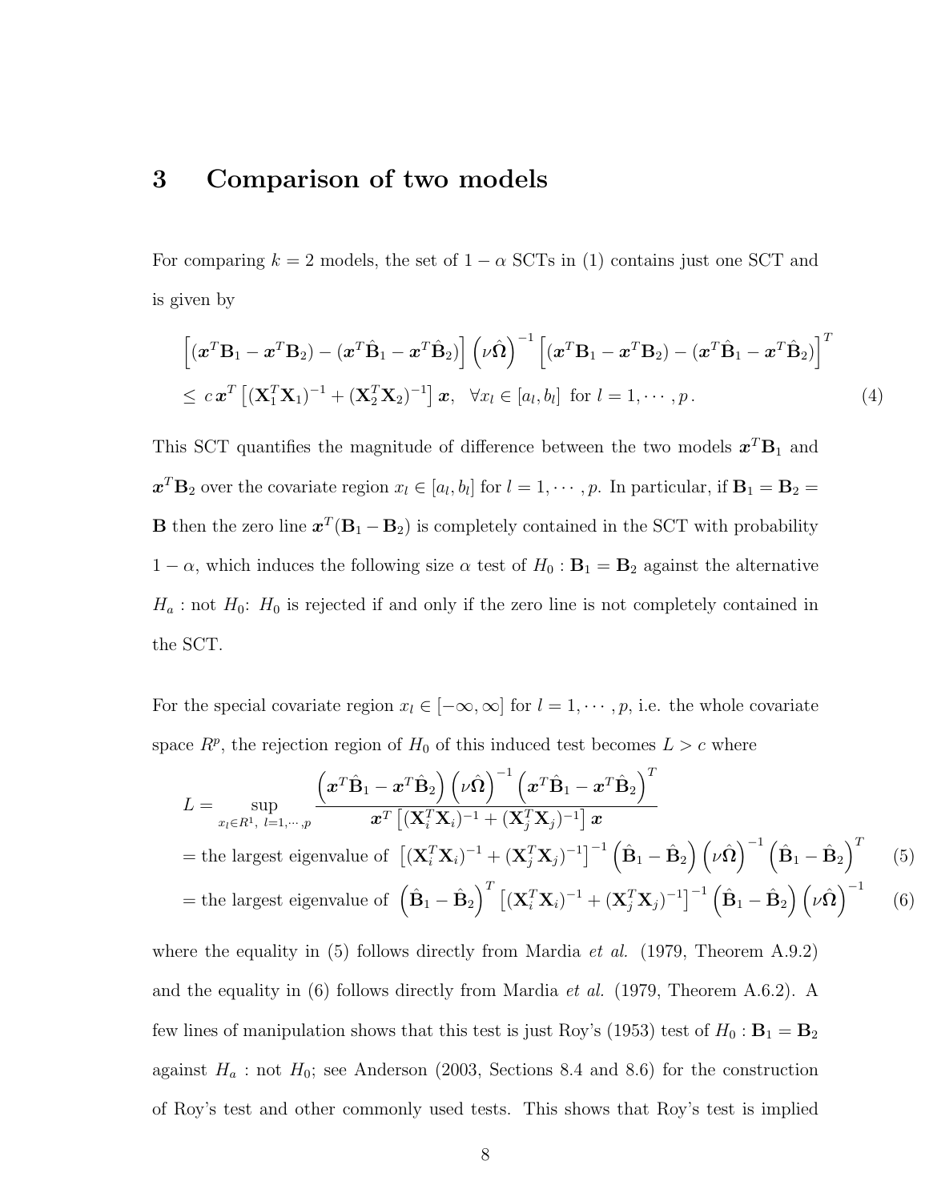## 3 Comparison of two models

For comparing $k = 2$ models, the set of $1 - \alpha$ SCTs in (1) contains just one SCT and is given by

$$
\begin{aligned}
&\left[(\boldsymbol{x}^T\mathbf{B}_1 - \boldsymbol{x}^T\mathbf{B}_2) - (\boldsymbol{x}^T\hat{\mathbf{B}}_1 - \boldsymbol{x}^T\hat{\mathbf{B}}_2)\right]\left(\nu\hat{\boldsymbol{\Omega}}\right)^{-1}\left[(\boldsymbol{x}^T\mathbf{B}_1 - \boldsymbol{x}^T\mathbf{B}_2) - (\boldsymbol{x}^T\hat{\mathbf{B}}_1 - \boldsymbol{x}^T\hat{\mathbf{B}}_2)\right]^T \\
&\leq\; c\,\boldsymbol{x}^T\left[(\mathbf{X}_1^T\mathbf{X}_1)^{-1} + (\mathbf{X}_2^T\mathbf{X}_2)^{-1}\right]\boldsymbol{x}, \quad \forall x_l \in [a_l, b_l] \text{ for } l = 1, \cdots, p. \qquad (4)
\end{aligned}
$$

This SCT quantifies the magnitude of difference between the two models $\boldsymbol{x}^T\mathbf{B}_1$ and $\boldsymbol{x}^T\mathbf{B}_2$ over the covariate region $x_l \in [a_l, b_l]$ for $l = 1, \cdots, p$. In particular, if $\mathbf{B}_1 = \mathbf{B}_2 = \mathbf{B}$ then the zero line $\boldsymbol{x}^T(\mathbf{B}_1 - \mathbf{B}_2)$ is completely contained in the SCT with probability $1 - \alpha$, which induces the following size $\alpha$ test of $H_0 : \mathbf{B}_1 = \mathbf{B}_2$ against the alternative $H_a$ : not $H_0$: $H_0$ is rejected if and only if the zero line is not completely contained in the SCT.

For the special covariate region $x_l \in [-\infty, \infty]$ for $l = 1, \cdots, p$, i.e. the whole covariate space $R^p$, the rejection region of $H_0$ of this induced test becomes $L > c$ where

$$
\begin{aligned}
L &= \sup_{x_l \in R^1,\ l=1,\cdots,p} \frac{\left(\boldsymbol{x}^T\hat{\mathbf{B}}_1 - \boldsymbol{x}^T\hat{\mathbf{B}}_2\right)\left(\nu\hat{\boldsymbol{\Omega}}\right)^{-1}\left(\boldsymbol{x}^T\hat{\mathbf{B}}_1 - \boldsymbol{x}^T\hat{\mathbf{B}}_2\right)^T}{\boldsymbol{x}^T\left[(\mathbf{X}_i^T\mathbf{X}_i)^{-1} + (\mathbf{X}_j^T\mathbf{X}_j)^{-1}\right]\boldsymbol{x}} \\
&= \text{the largest eigenvalue of } \left[(\mathbf{X}_i^T\mathbf{X}_i)^{-1} + (\mathbf{X}_j^T\mathbf{X}_j)^{-1}\right]^{-1}\left(\hat{\mathbf{B}}_1 - \hat{\mathbf{B}}_2\right)\left(\nu\hat{\boldsymbol{\Omega}}\right)^{-1}\left(\hat{\mathbf{B}}_1 - \hat{\mathbf{B}}_2\right)^T \qquad (5) \\
&= \text{the largest eigenvalue of } \left(\hat{\mathbf{B}}_1 - \hat{\mathbf{B}}_2\right)^T\left[(\mathbf{X}_i^T\mathbf{X}_i)^{-1} + (\mathbf{X}_j^T\mathbf{X}_j)^{-1}\right]^{-1}\left(\hat{\mathbf{B}}_1 - \hat{\mathbf{B}}_2\right)\left(\nu\hat{\boldsymbol{\Omega}}\right)^{-1} \qquad (6)
\end{aligned}
$$

where the equality in (5) follows directly from Mardia *et al.* (1979, Theorem A.9.2) and the equality in (6) follows directly from Mardia *et al.* (1979, Theorem A.6.2). A few lines of manipulation shows that this test is just Roy's (1953) test of $H_0 : \mathbf{B}_1 = \mathbf{B}_2$ against $H_a$ : not $H_0$; see Anderson (2003, Sections 8.4 and 8.6) for the construction of Roy's test and other commonly used tests. This shows that Roy's test is implied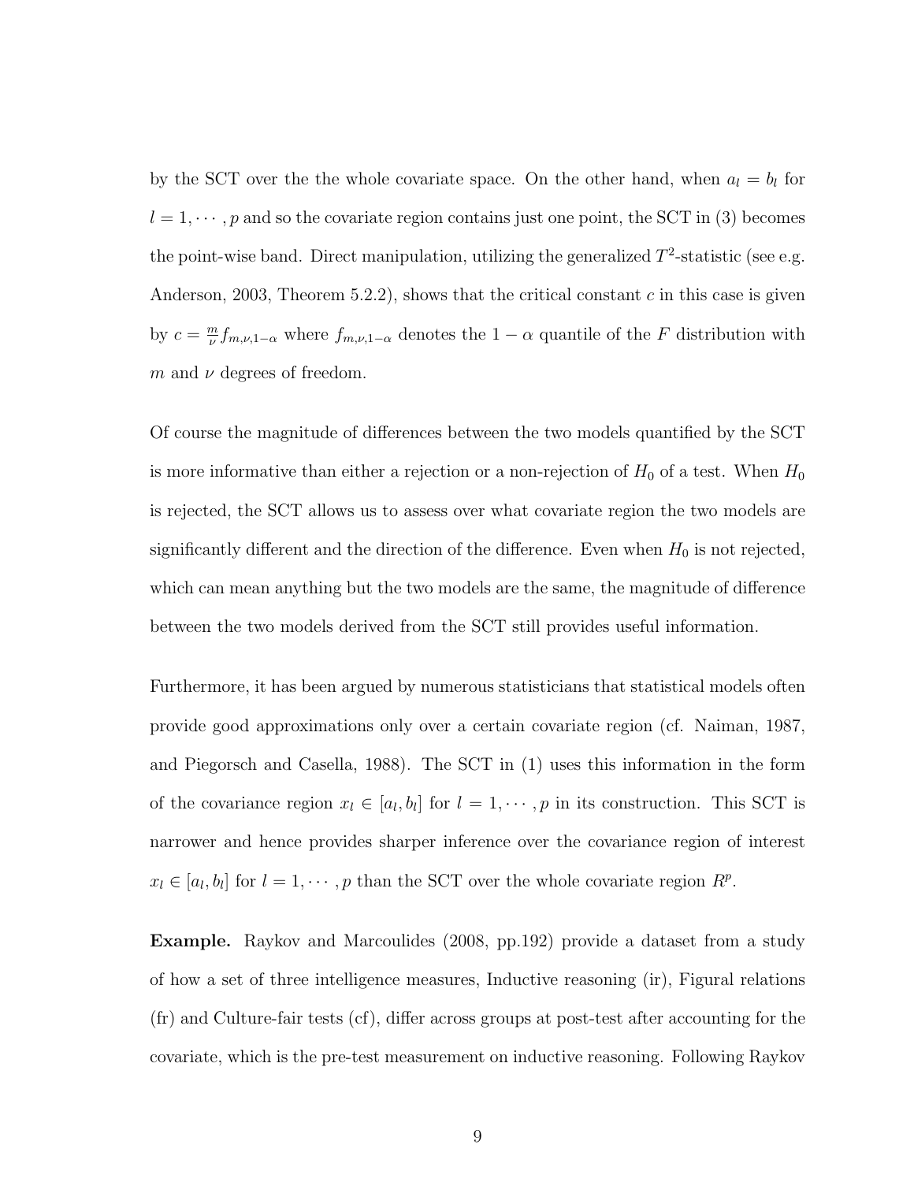by the SCT over the the whole covariate space. On the other hand, when $a_l = b_l$ for $l = 1, \cdots, p$ and so the covariate region contains just one point, the SCT in (3) becomes the point-wise band. Direct manipulation, utilizing the generalized $T^2$-statistic (see e.g. Anderson, 2003, Theorem 5.2.2), shows that the critical constant $c$ in this case is given by $c = \frac{m}{\nu} f_{m,\nu,1-\alpha}$ where $f_{m,\nu,1-\alpha}$ denotes the $1 - \alpha$ quantile of the $F$ distribution with $m$ and $\nu$ degrees of freedom.

Of course the magnitude of differences between the two models quantified by the SCT is more informative than either a rejection or a non-rejection of $H_0$ of a test. When $H_0$ is rejected, the SCT allows us to assess over what covariate region the two models are significantly different and the direction of the difference. Even when $H_0$ is not rejected, which can mean anything but the two models are the same, the magnitude of difference between the two models derived from the SCT still provides useful information.

Furthermore, it has been argued by numerous statisticians that statistical models often provide good approximations only over a certain covariate region (cf. Naiman, 1987, and Piegorsch and Casella, 1988). The SCT in (1) uses this information in the form of the covariance region $x_l \in [a_l, b_l]$ for $l = 1, \cdots, p$ in its construction. This SCT is narrower and hence provides sharper inference over the covariance region of interest $x_l \in [a_l, b_l]$ for $l = 1, \cdots, p$ than the SCT over the whole covariate region $R^p$.

**Example.** Raykov and Marcoulides (2008, pp.192) provide a dataset from a study of how a set of three intelligence measures, Inductive reasoning (ir), Figural relations (fr) and Culture-fair tests (cf), differ across groups at post-test after accounting for the covariate, which is the pre-test measurement on inductive reasoning. Following Raykov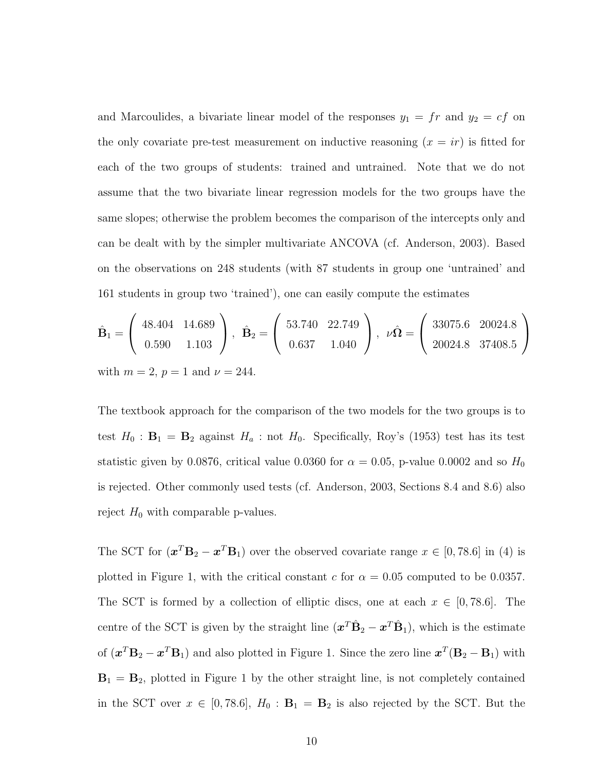and Marcoulides, a bivariate linear model of the responses $y_1 = fr$ and $y_2 = cf$ on the only covariate pre-test measurement on inductive reasoning ($x = ir$) is fitted for each of the two groups of students: trained and untrained. Note that we do not assume that the two bivariate linear regression models for the two groups have the same slopes; otherwise the problem becomes the comparison of the intercepts only and can be dealt with by the simpler multivariate ANCOVA (cf. Anderson, 2003). Based on the observations on 248 students (with 87 students in group one 'untrained' and 161 students in group two 'trained'), one can easily compute the estimates

$$\hat{\mathbf{B}}_1 = \begin{pmatrix} 48.404 & 14.689 \\ 0.590 & 1.103 \end{pmatrix}, \quad \hat{\mathbf{B}}_2 = \begin{pmatrix} 53.740 & 22.749 \\ 0.637 & 1.040 \end{pmatrix}, \quad \nu\hat{\boldsymbol{\Omega}} = \begin{pmatrix} 33075.6 & 20024.8 \\ 20024.8 & 37408.5 \end{pmatrix}$$

with $m = 2$, $p = 1$ and $\nu = 244$.

The textbook approach for the comparison of the two models for the two groups is to test $H_0 : \mathbf{B}_1 = \mathbf{B}_2$ against $H_a$ : not $H_0$. Specifically, Roy's (1953) test has its test statistic given by 0.0876, critical value 0.0360 for $\alpha = 0.05$, p-value 0.0002 and so $H_0$ is rejected. Other commonly used tests (cf. Anderson, 2003, Sections 8.4 and 8.6) also reject $H_0$ with comparable p-values.

The SCT for $(\boldsymbol{x}^T\mathbf{B}_2 - \boldsymbol{x}^T\mathbf{B}_1)$ over the observed covariate range $x \in [0, 78.6]$ in (4) is plotted in Figure 1, with the critical constant $c$ for $\alpha = 0.05$ computed to be 0.0357. The SCT is formed by a collection of elliptic discs, one at each $x \in [0, 78.6]$. The centre of the SCT is given by the straight line $(\boldsymbol{x}^T\hat{\mathbf{B}}_2 - \boldsymbol{x}^T\hat{\mathbf{B}}_1)$, which is the estimate of $(\boldsymbol{x}^T\mathbf{B}_2 - \boldsymbol{x}^T\mathbf{B}_1)$ and also plotted in Figure 1. Since the zero line $\boldsymbol{x}^T(\mathbf{B}_2 - \mathbf{B}_1)$ with $\mathbf{B}_1 = \mathbf{B}_2$, plotted in Figure 1 by the other straight line, is not completely contained in the SCT over $x \in [0, 78.6]$, $H_0 : \mathbf{B}_1 = \mathbf{B}_2$ is also rejected by the SCT. But the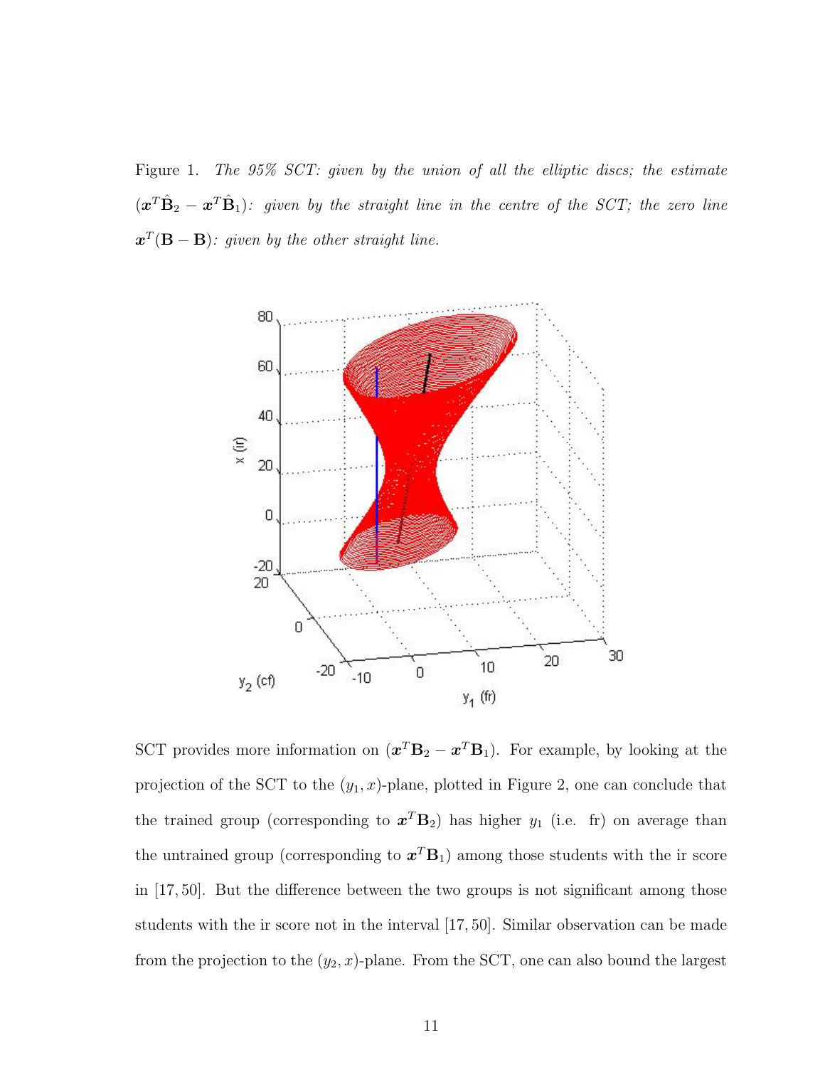Figure 1. *The 95% SCT: given by the union of all the elliptic discs; the estimate* $(\boldsymbol{x}^T\hat{\mathbf{B}}_2 - \boldsymbol{x}^T\hat{\mathbf{B}}_1)$*: given by the straight line in the centre of the SCT; the zero line* $\boldsymbol{x}^T(\mathbf{B} - \mathbf{B})$*: given by the other straight line.*

80
60
40
20
0
-20
x (ir)
20
0
-20
$y_2$ (cf)
-10
0
10
20
30
$y_1$ (fr)

SCT provides more information on $(\boldsymbol{x}^T\mathbf{B}_2 - \boldsymbol{x}^T\mathbf{B}_1)$. For example, by looking at the projection of the SCT to the $(y_1, x)$-plane, plotted in Figure 2, one can conclude that the trained group (corresponding to $\boldsymbol{x}^T\mathbf{B}_2$) has higher $y_1$ (i.e. fr) on average than the untrained group (corresponding to $\boldsymbol{x}^T\mathbf{B}_1$) among those students with the ir score in $[17, 50]$. But the difference between the two groups is not significant among those students with the ir score not in the interval $[17, 50]$. Similar observation can be made from the projection to the $(y_2, x)$-plane. From the SCT, one can also bound the largest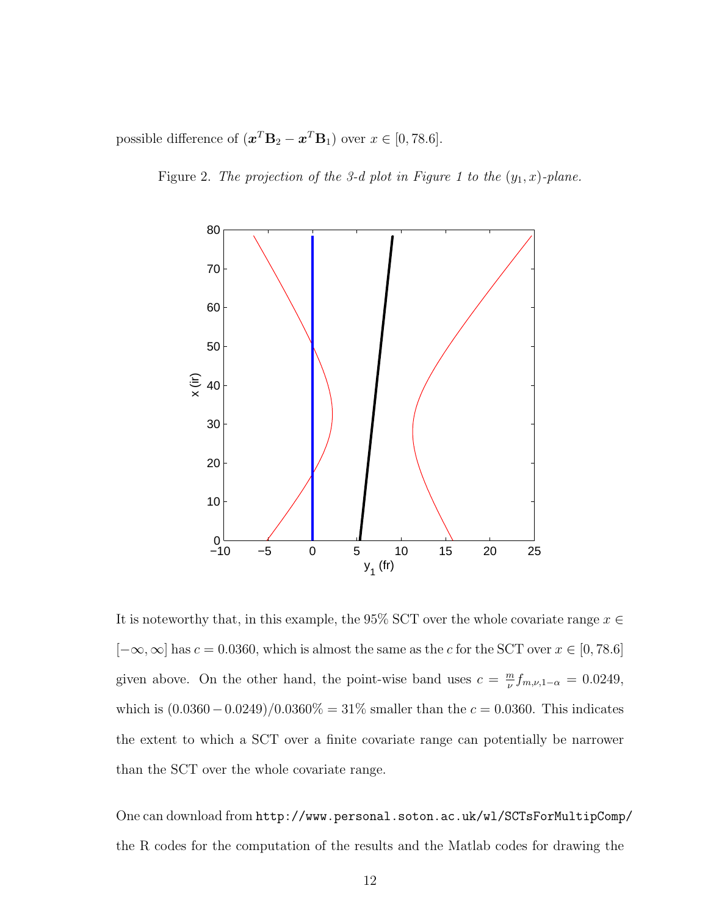possible difference of $(\boldsymbol{x}^T\mathbf{B}_2 - \boldsymbol{x}^T\mathbf{B}_1)$ over $x \in [0, 78.6]$.

Figure 2. *The projection of the 3-d plot in Figure 1 to the $(y_1, x)$-plane.*

80
70
60
50
40
30
20
10
0
x (ir)
−10
−5
0
5
10
15
20
25
y$_1$ (fr)

It is noteworthy that, in this example, the 95% SCT over the whole covariate range $x \in [-\infty, \infty]$ has $c = 0.0360$, which is almost the same as the $c$ for the SCT over $x \in [0, 78.6]$ given above. On the other hand, the point-wise band uses $c = \frac{m}{\nu} f_{m,\nu,1-\alpha} = 0.0249$, which is $(0.0360 - 0.0249)/0.0360\% = 31\%$ smaller than the $c = 0.0360$. This indicates the extent to which a SCT over a finite covariate range can potentially be narrower than the SCT over the whole covariate range.

One can download from `http://www.personal.soton.ac.uk/wl/SCTsForMultipComp/` the R codes for the computation of the results and the Matlab codes for drawing the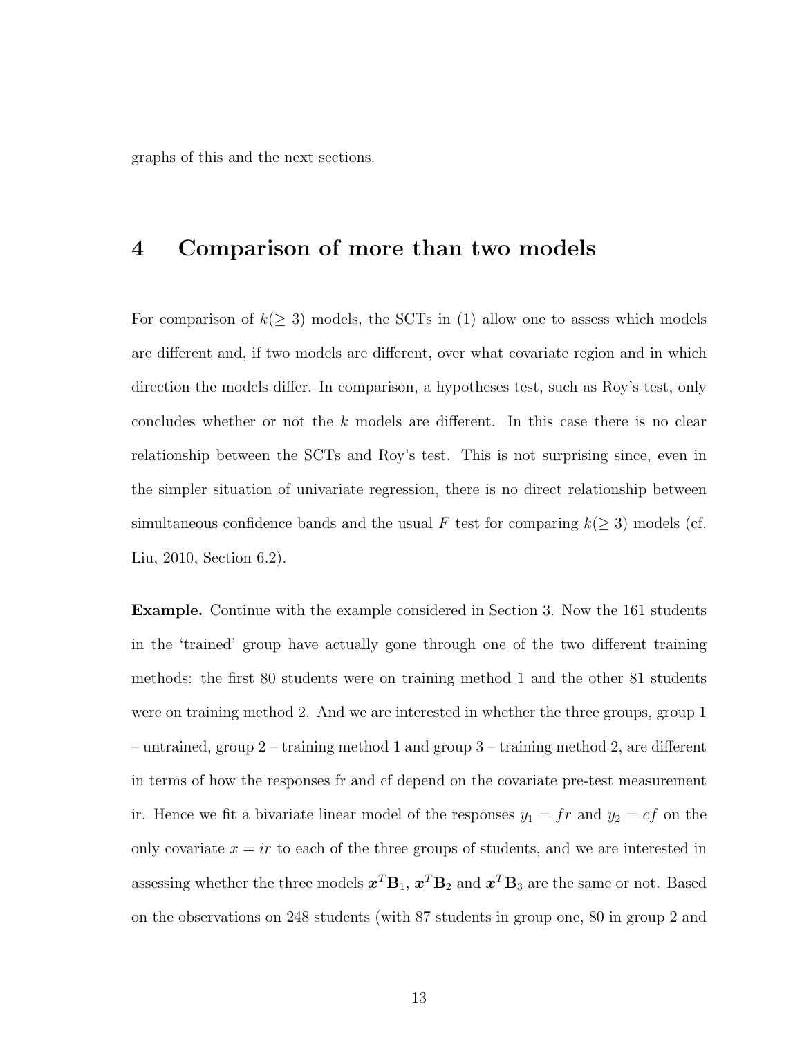graphs of this and the next sections.

# 4 Comparison of more than two models

For comparison of $k(\geq 3)$ models, the SCTs in (1) allow one to assess which models are different and, if two models are different, over what covariate region and in which direction the models differ. In comparison, a hypotheses test, such as Roy's test, only concludes whether or not the $k$ models are different. In this case there is no clear relationship between the SCTs and Roy's test. This is not surprising since, even in the simpler situation of univariate regression, there is no direct relationship between simultaneous confidence bands and the usual $F$ test for comparing $k(\geq 3)$ models (cf. Liu, 2010, Section 6.2).

**Example.** Continue with the example considered in Section 3. Now the 161 students in the 'trained' group have actually gone through one of the two different training methods: the first 80 students were on training method 1 and the other 81 students were on training method 2. And we are interested in whether the three groups, group 1 – untrained, group 2 – training method 1 and group 3 – training method 2, are different in terms of how the responses fr and cf depend on the covariate pre-test measurement ir. Hence we fit a bivariate linear model of the responses $y_1 = fr$ and $y_2 = cf$ on the only covariate $x = ir$ to each of the three groups of students, and we are interested in assessing whether the three models $\boldsymbol{x}^T\mathbf{B}_1$, $\boldsymbol{x}^T\mathbf{B}_2$ and $\boldsymbol{x}^T\mathbf{B}_3$ are the same or not. Based on the observations on 248 students (with 87 students in group one, 80 in group 2 and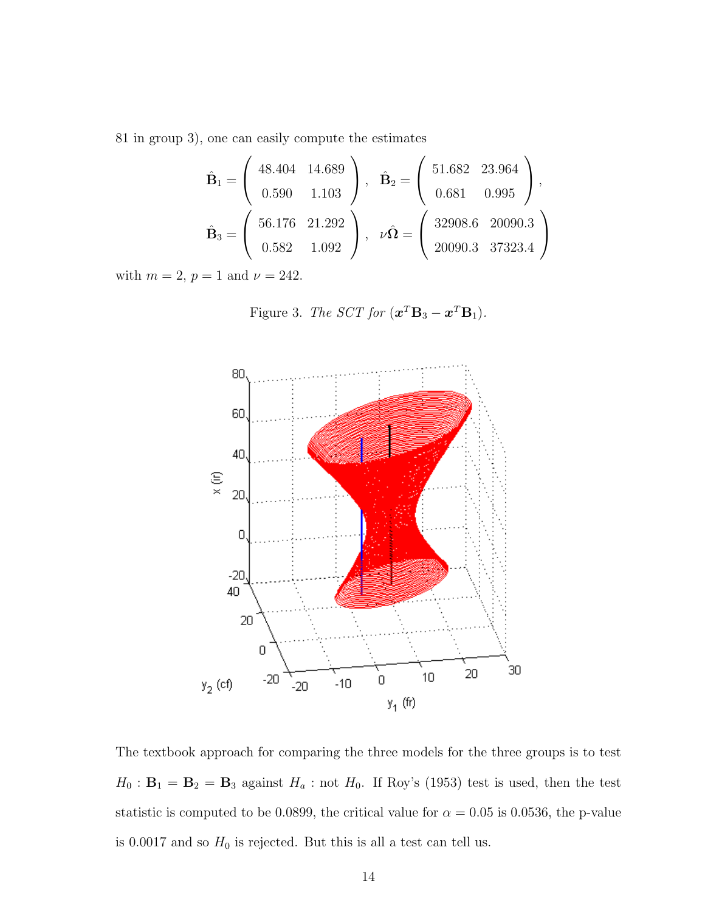81 in group 3), one can easily compute the estimates

$$\hat{\mathbf{B}}_1 = \begin{pmatrix} 48.404 & 14.689 \\ 0.590 & 1.103 \end{pmatrix}, \quad \hat{\mathbf{B}}_2 = \begin{pmatrix} 51.682 & 23.964 \\ 0.681 & 0.995 \end{pmatrix},$$

$$\hat{\mathbf{B}}_3 = \begin{pmatrix} 56.176 & 21.292 \\ 0.582 & 1.092 \end{pmatrix}, \quad \nu\hat{\boldsymbol{\Omega}} = \begin{pmatrix} 32908.6 & 20090.3 \\ 20090.3 & 37323.4 \end{pmatrix}$$

with $m = 2$, $p = 1$ and $\nu = 242$.

Figure 3. *The SCT for* $(\boldsymbol{x}^T\mathbf{B}_3 - \boldsymbol{x}^T\mathbf{B}_1)$.

x (fr)

80
60
40
20
0
-20

y₂ (cf)

40
20
0
-20

y₁ (fr)

-20 -10 0 10 20 30

The textbook approach for comparing the three models for the three groups is to test $H_0 : \mathbf{B}_1 = \mathbf{B}_2 = \mathbf{B}_3$ against $H_a$ : not $H_0$. If Roy's (1953) test is used, then the test statistic is computed to be 0.0899, the critical value for $\alpha = 0.05$ is 0.0536, the p-value is 0.0017 and so $H_0$ is rejected. But this is all a test can tell us.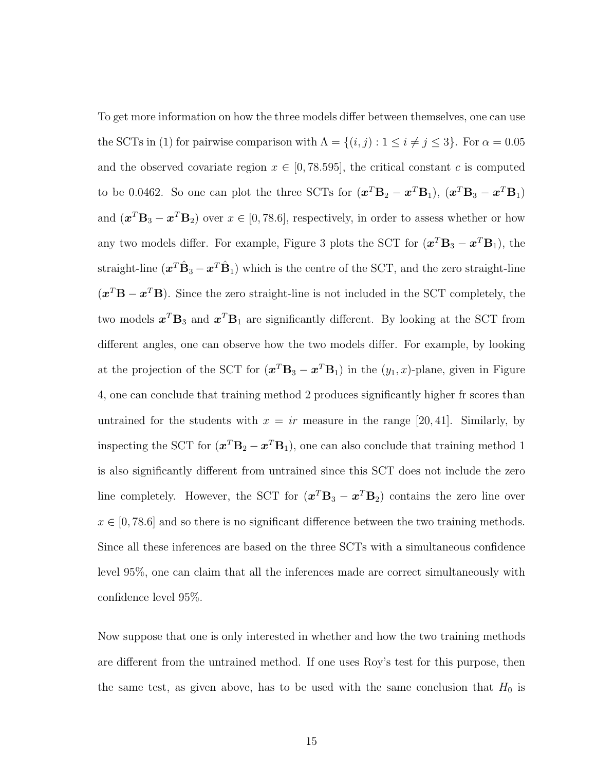To get more information on how the three models differ between themselves, one can use the SCTs in (1) for pairwise comparison with $\Lambda = \{(i,j) : 1 \le i \ne j \le 3\}$. For $\alpha = 0.05$ and the observed covariate region $x \in [0, 78.595]$, the critical constant $c$ is computed to be 0.0462. So one can plot the three SCTs for $(\boldsymbol{x}^T\mathbf{B}_2 - \boldsymbol{x}^T\mathbf{B}_1)$, $(\boldsymbol{x}^T\mathbf{B}_3 - \boldsymbol{x}^T\mathbf{B}_1)$ and $(\boldsymbol{x}^T\mathbf{B}_3 - \boldsymbol{x}^T\mathbf{B}_2)$ over $x \in [0, 78.6]$, respectively, in order to assess whether or how any two models differ. For example, Figure 3 plots the SCT for $(\boldsymbol{x}^T\mathbf{B}_3 - \boldsymbol{x}^T\mathbf{B}_1)$, the straight-line $(\boldsymbol{x}^T\hat{\mathbf{B}}_3 - \boldsymbol{x}^T\hat{\mathbf{B}}_1)$ which is the centre of the SCT, and the zero straight-line $(\boldsymbol{x}^T\mathbf{B} - \boldsymbol{x}^T\mathbf{B})$. Since the zero straight-line is not included in the SCT completely, the two models $\boldsymbol{x}^T\mathbf{B}_3$ and $\boldsymbol{x}^T\mathbf{B}_1$ are significantly different. By looking at the SCT from different angles, one can observe how the two models differ. For example, by looking at the projection of the SCT for $(\boldsymbol{x}^T\mathbf{B}_3 - \boldsymbol{x}^T\mathbf{B}_1)$ in the $(y_1, x)$-plane, given in Figure 4, one can conclude that training method 2 produces significantly higher fr scores than untrained for the students with $x = ir$ measure in the range $[20, 41]$. Similarly, by inspecting the SCT for $(\boldsymbol{x}^T\mathbf{B}_2 - \boldsymbol{x}^T\mathbf{B}_1)$, one can also conclude that training method 1 is also significantly different from untrained since this SCT does not include the zero line completely. However, the SCT for $(\boldsymbol{x}^T\mathbf{B}_3 - \boldsymbol{x}^T\mathbf{B}_2)$ contains the zero line over $x \in [0, 78.6]$ and so there is no significant difference between the two training methods. Since all these inferences are based on the three SCTs with a simultaneous confidence level 95%, one can claim that all the inferences made are correct simultaneously with confidence level 95%.

Now suppose that one is only interested in whether and how the two training methods are different from the untrained method. If one uses Roy's test for this purpose, then the same test, as given above, has to be used with the same conclusion that $H_0$ is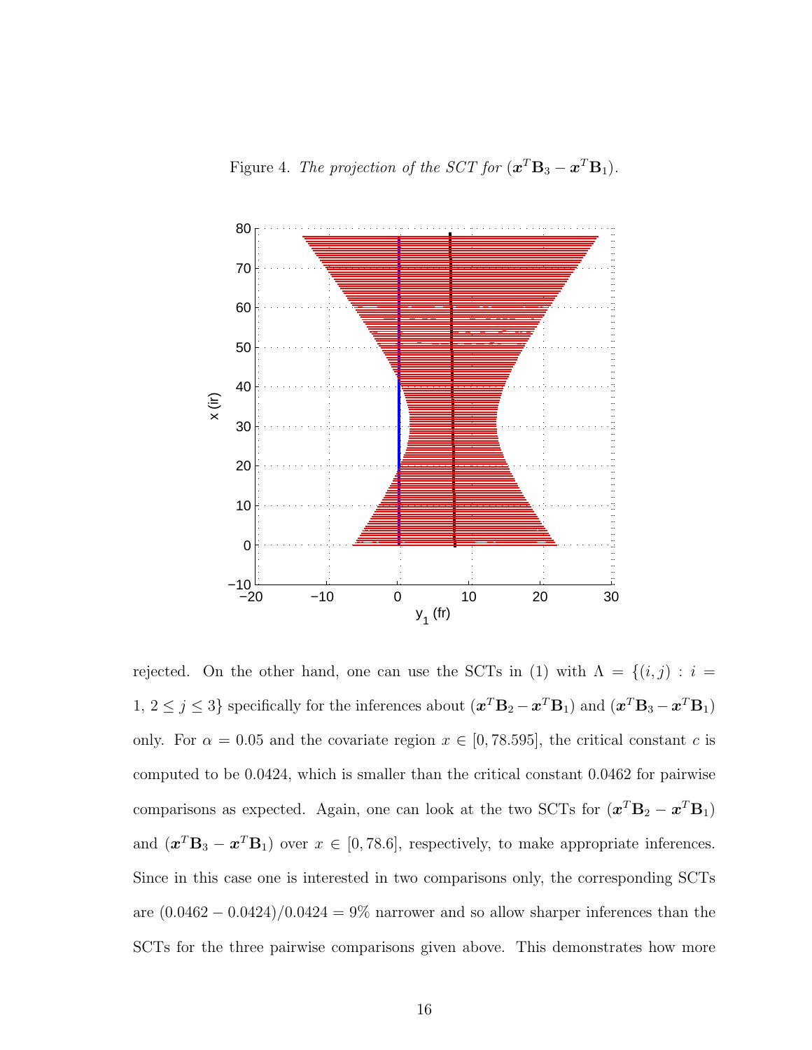Figure 4. *The projection of the SCT for* $(\boldsymbol{x}^T\mathbf{B}_3 - \boldsymbol{x}^T\mathbf{B}_1)$.

80
70
60
50
40
30
20
10
0
−10
−20
−10
0
10
20
30
x (ir)
y1 (fr)

rejected. On the other hand, one can use the SCTs in (1) with $\Lambda = \{(i, j) : i = 1, 2 \leq j \leq 3\}$ specifically for the inferences about $(\boldsymbol{x}^T\mathbf{B}_2 - \boldsymbol{x}^T\mathbf{B}_1)$ and $(\boldsymbol{x}^T\mathbf{B}_3 - \boldsymbol{x}^T\mathbf{B}_1)$ only. For $\alpha = 0.05$ and the covariate region $x \in [0, 78.595]$, the critical constant $c$ is computed to be 0.0424, which is smaller than the critical constant 0.0462 for pairwise comparisons as expected. Again, one can look at the two SCTs for $(\boldsymbol{x}^T\mathbf{B}_2 - \boldsymbol{x}^T\mathbf{B}_1)$ and $(\boldsymbol{x}^T\mathbf{B}_3 - \boldsymbol{x}^T\mathbf{B}_1)$ over $x \in [0, 78.6]$, respectively, to make appropriate inferences. Since in this case one is interested in two comparisons only, the corresponding SCTs are $(0.0462 - 0.0424)/0.0424 = 9\%$ narrower and so allow sharper inferences than the SCTs for the three pairwise comparisons given above. This demonstrates how more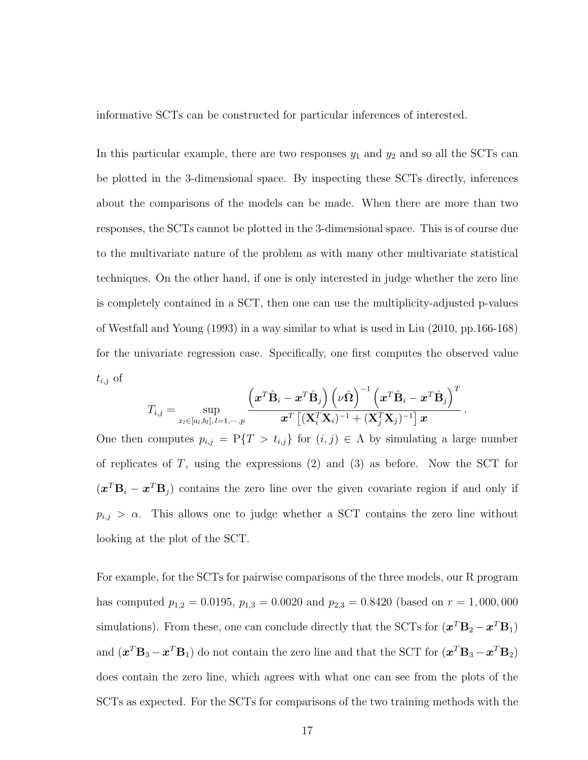informative SCTs can be constructed for particular inferences of interested.

In this particular example, there are two responses $y_1$ and $y_2$ and so all the SCTs can be plotted in the 3-dimensional space. By inspecting these SCTs directly, inferences about the comparisons of the models can be made. When there are more than two responses, the SCTs cannot be plotted in the 3-dimensional space. This is of course due to the multivariate nature of the problem as with many other multivariate statistical techniques. On the other hand, if one is only interested in judge whether the zero line is completely contained in a SCT, then one can use the multiplicity-adjusted p-values of Westfall and Young (1993) in a way similar to what is used in Liu (2010, pp.166-168) for the univariate regression case. Specifically, one first computes the observed value $t_{i,j}$ of

$$T_{i,j} = \sup_{x_l \in [a_l, b_l],\, l=1,\cdots,p} \frac{\left(\boldsymbol{x}^T\hat{\mathbf{B}}_i - \boldsymbol{x}^T\hat{\mathbf{B}}_j\right)\left(\nu\hat{\boldsymbol{\Omega}}\right)^{-1}\left(\boldsymbol{x}^T\hat{\mathbf{B}}_i - \boldsymbol{x}^T\hat{\mathbf{B}}_j\right)^T}{\boldsymbol{x}^T\left[(\mathbf{X}_i^T\mathbf{X}_i)^{-1} + (\mathbf{X}_j^T\mathbf{X}_j)^{-1}\right]\boldsymbol{x}}.$$

One then computes $p_{i,j} = \mathrm{P}\{T > t_{i,j}\}$ for $(i,j) \in \Lambda$ by simulating a large number of replicates of $T$, using the expressions (2) and (3) as before. Now the SCT for $(\boldsymbol{x}^T\mathbf{B}_i - \boldsymbol{x}^T\mathbf{B}_j)$ contains the zero line over the given covariate region if and only if $p_{i,j} > \alpha$. This allows one to judge whether a SCT contains the zero line without looking at the plot of the SCT.

For example, for the SCTs for pairwise comparisons of the three models, our R program has computed $p_{1,2} = 0.0195$, $p_{1,3} = 0.0020$ and $p_{2,3} = 0.8420$ (based on $r = 1,000,000$ simulations). From these, one can conclude directly that the SCTs for $(\boldsymbol{x}^T\mathbf{B}_2 - \boldsymbol{x}^T\mathbf{B}_1)$ and $(\boldsymbol{x}^T\mathbf{B}_3 - \boldsymbol{x}^T\mathbf{B}_1)$ do not contain the zero line and that the SCT for $(\boldsymbol{x}^T\mathbf{B}_3 - \boldsymbol{x}^T\mathbf{B}_2)$ does contain the zero line, which agrees with what one can see from the plots of the SCTs as expected. For the SCTs for comparisons of the two training methods with the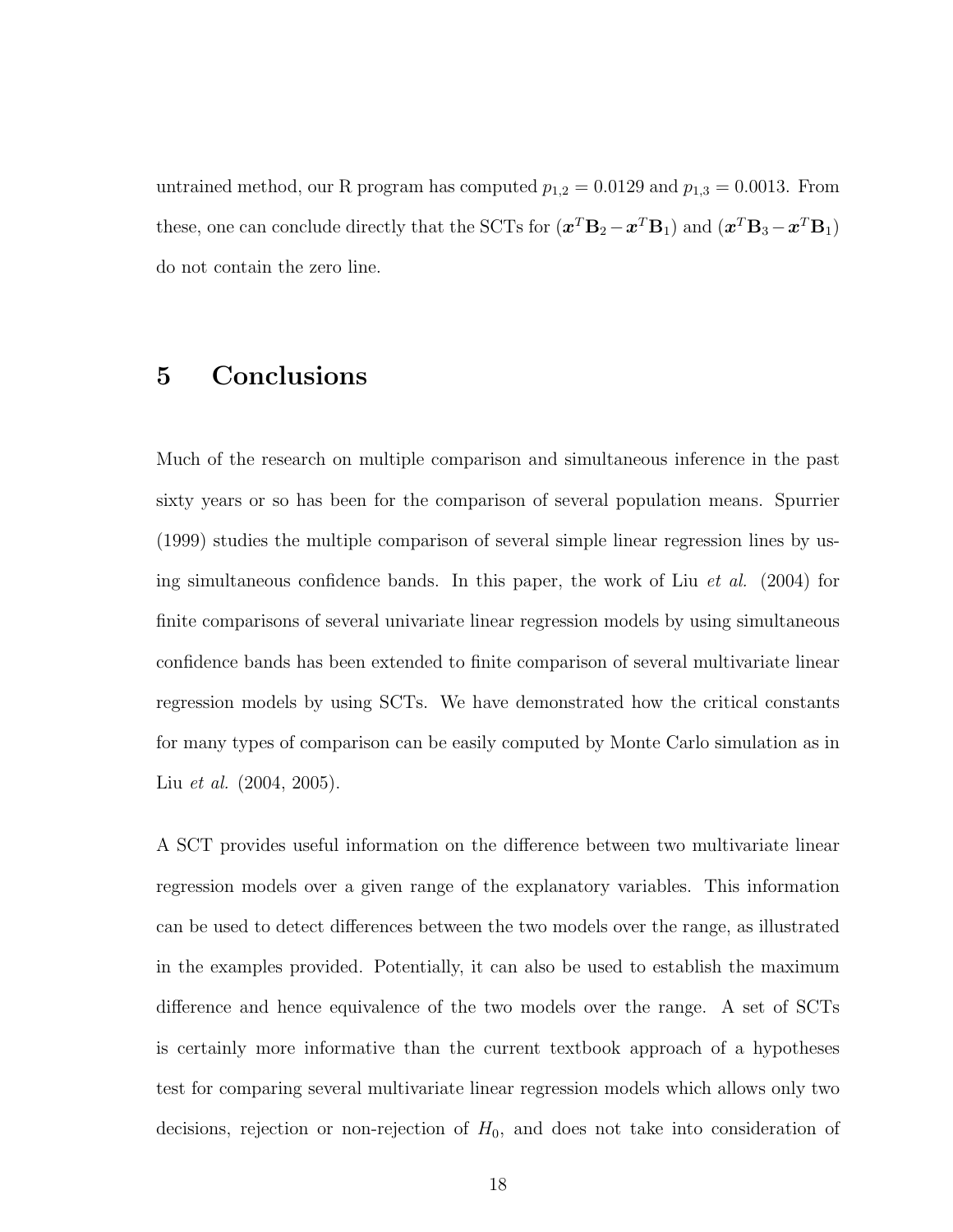untrained method, our R program has computed $p_{1,2} = 0.0129$ and $p_{1,3} = 0.0013$. From these, one can conclude directly that the SCTs for $(\boldsymbol{x}^T\mathbf{B}_2 - \boldsymbol{x}^T\mathbf{B}_1)$ and $(\boldsymbol{x}^T\mathbf{B}_3 - \boldsymbol{x}^T\mathbf{B}_1)$ do not contain the zero line.

# 5 Conclusions

Much of the research on multiple comparison and simultaneous inference in the past sixty years or so has been for the comparison of several population means. Spurrier (1999) studies the multiple comparison of several simple linear regression lines by using simultaneous confidence bands. In this paper, the work of Liu *et al.* (2004) for finite comparisons of several univariate linear regression models by using simultaneous confidence bands has been extended to finite comparison of several multivariate linear regression models by using SCTs. We have demonstrated how the critical constants for many types of comparison can be easily computed by Monte Carlo simulation as in Liu *et al.* (2004, 2005).

A SCT provides useful information on the difference between two multivariate linear regression models over a given range of the explanatory variables. This information can be used to detect differences between the two models over the range, as illustrated in the examples provided. Potentially, it can also be used to establish the maximum difference and hence equivalence of the two models over the range. A set of SCTs is certainly more informative than the current textbook approach of a hypotheses test for comparing several multivariate linear regression models which allows only two decisions, rejection or non-rejection of $H_0$, and does not take into consideration of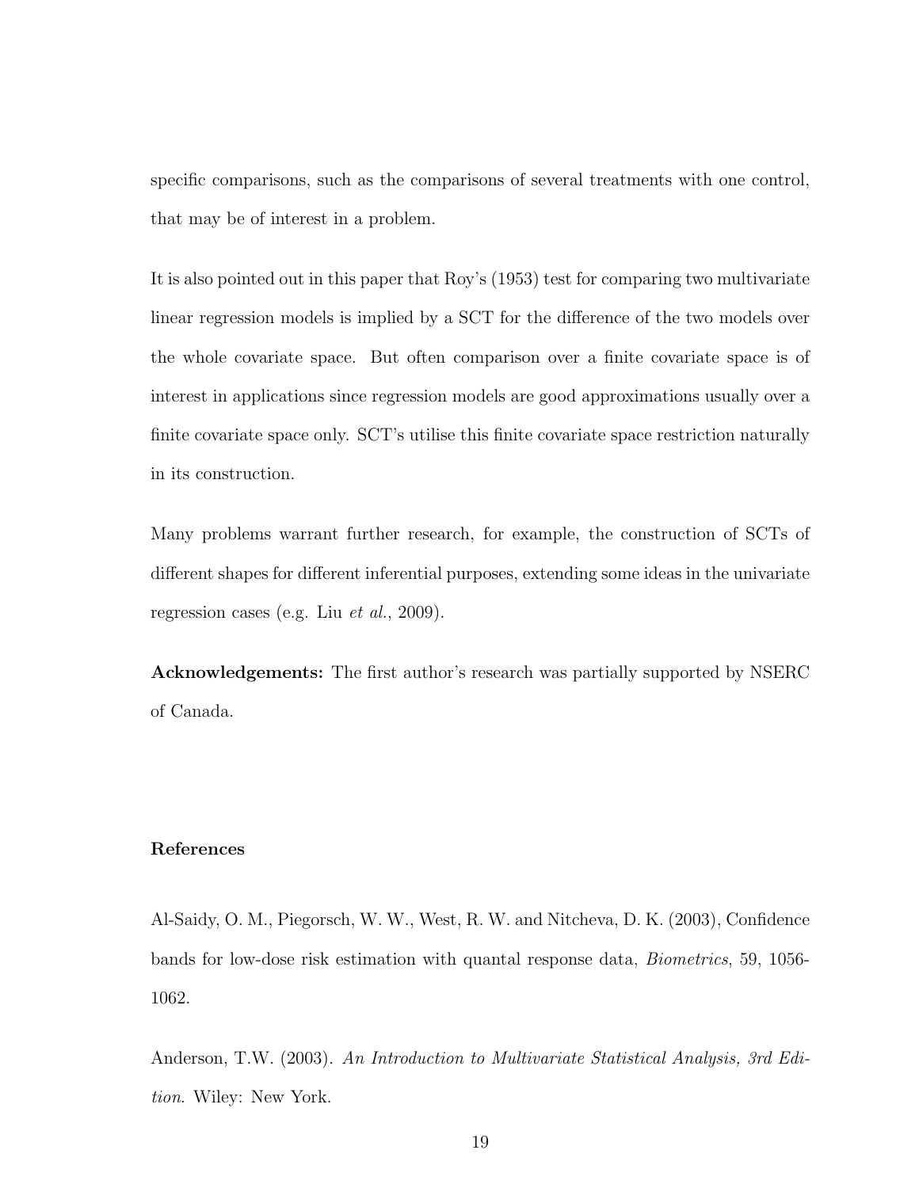specific comparisons, such as the comparisons of several treatments with one control, that may be of interest in a problem.

It is also pointed out in this paper that Roy's (1953) test for comparing two multivariate linear regression models is implied by a SCT for the difference of the two models over the whole covariate space. But often comparison over a finite covariate space is of interest in applications since regression models are good approximations usually over a finite covariate space only. SCT's utilise this finite covariate space restriction naturally in its construction.

Many problems warrant further research, for example, the construction of SCTs of different shapes for different inferential purposes, extending some ideas in the univariate regression cases (e.g. Liu *et al.*, 2009).

**Acknowledgements:** The first author's research was partially supported by NSERC of Canada.

## References

Al-Saidy, O. M., Piegorsch, W. W., West, R. W. and Nitcheva, D. K. (2003), Confidence bands for low-dose risk estimation with quantal response data, *Biometrics*, 59, 1056-1062.

Anderson, T.W. (2003). *An Introduction to Multivariate Statistical Analysis, 3rd Edition*. Wiley: New York.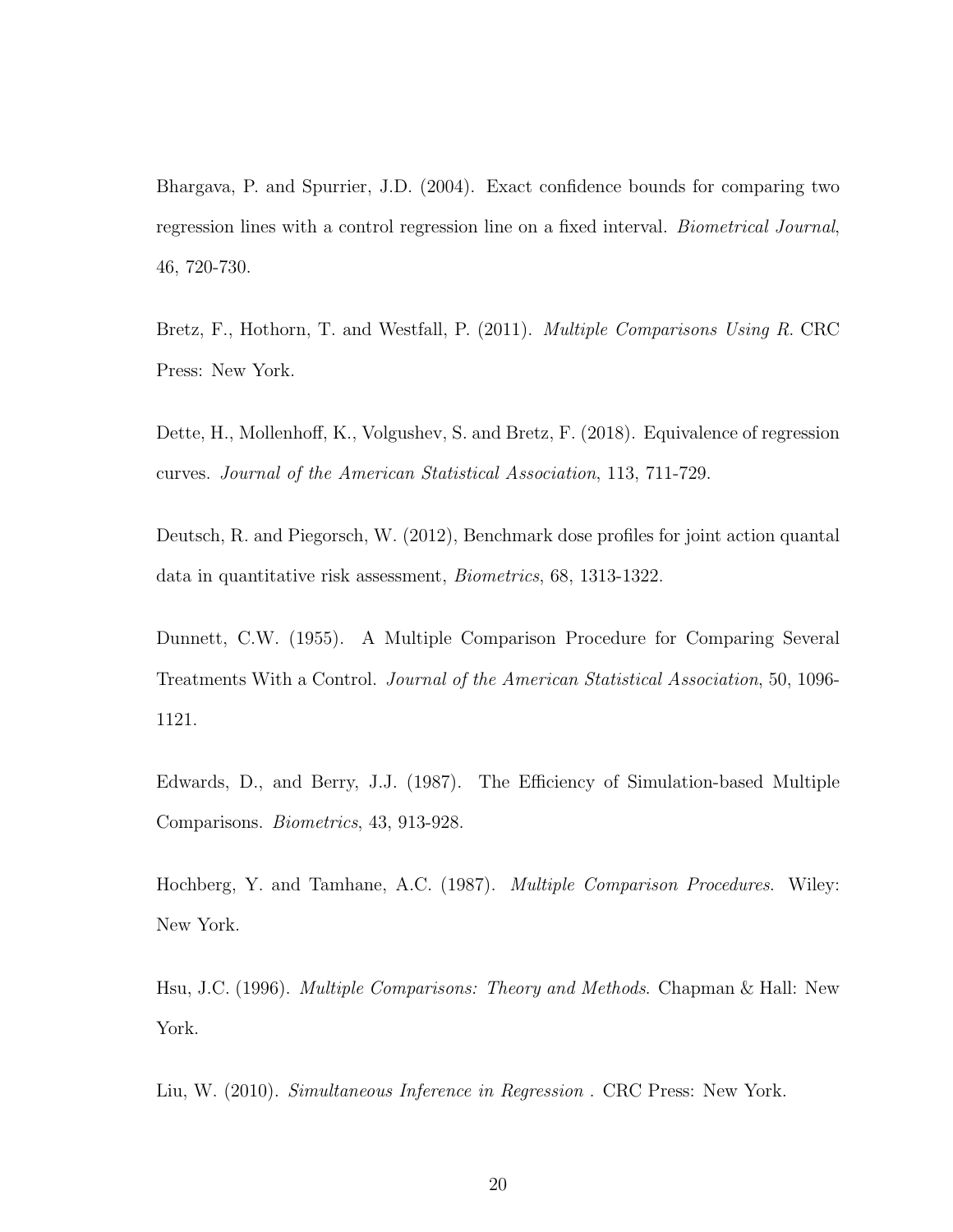Bhargava, P. and Spurrier, J.D. (2004). Exact confidence bounds for comparing two regression lines with a control regression line on a fixed interval. *Biometrical Journal*, 46, 720-730.

Bretz, F., Hothorn, T. and Westfall, P. (2011). *Multiple Comparisons Using R*. CRC Press: New York.

Dette, H., Mollenhoff, K., Volgushev, S. and Bretz, F. (2018). Equivalence of regression curves. *Journal of the American Statistical Association*, 113, 711-729.

Deutsch, R. and Piegorsch, W. (2012), Benchmark dose profiles for joint action quantal data in quantitative risk assessment, *Biometrics*, 68, 1313-1322.

Dunnett, C.W. (1955). A Multiple Comparison Procedure for Comparing Several Treatments With a Control. *Journal of the American Statistical Association*, 50, 1096-1121.

Edwards, D., and Berry, J.J. (1987). The Efficiency of Simulation-based Multiple Comparisons. *Biometrics*, 43, 913-928.

Hochberg, Y. and Tamhane, A.C. (1987). *Multiple Comparison Procedures*. Wiley: New York.

Hsu, J.C. (1996). *Multiple Comparisons: Theory and Methods*. Chapman & Hall: New York.

Liu, W. (2010). *Simultaneous Inference in Regression* . CRC Press: New York.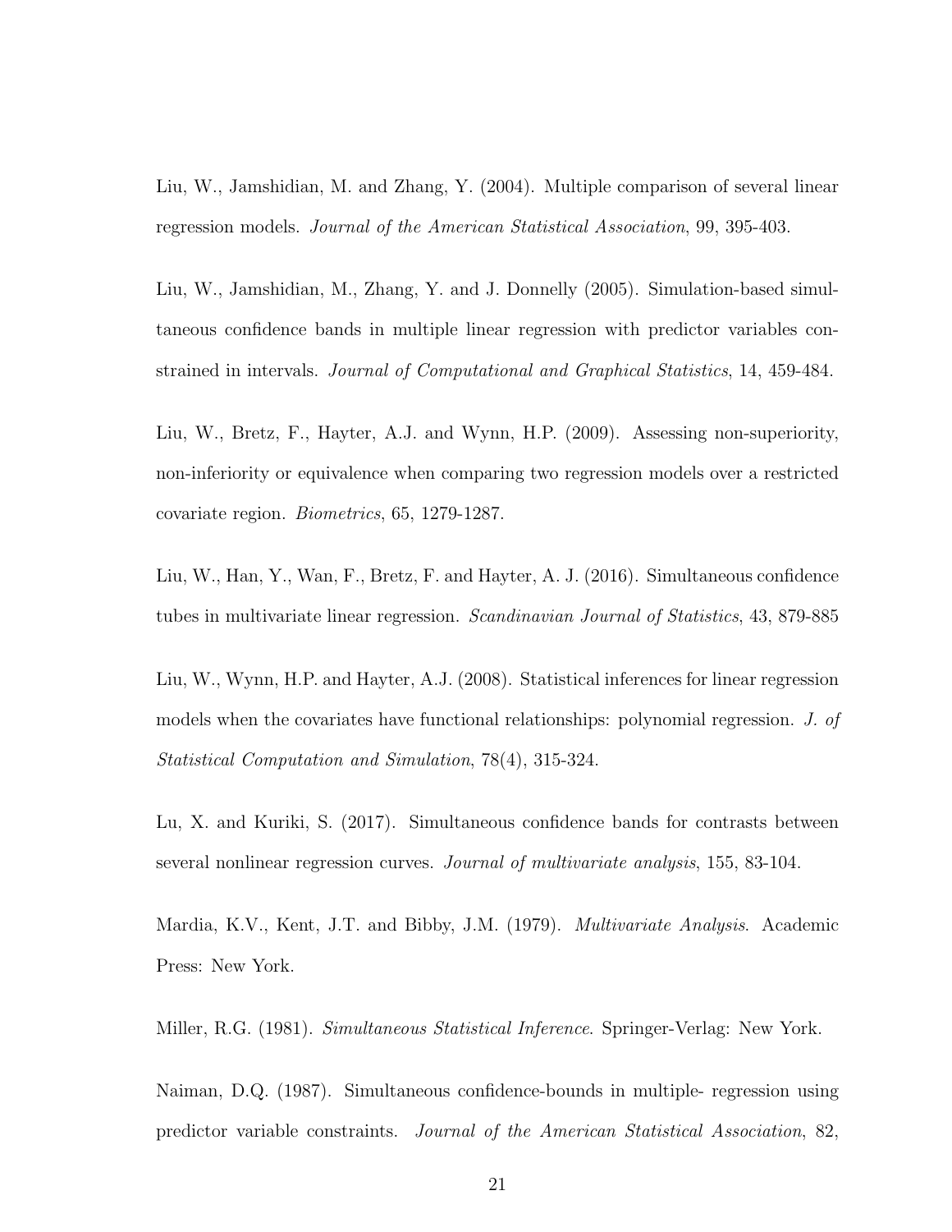Liu, W., Jamshidian, M. and Zhang, Y. (2004). Multiple comparison of several linear regression models. *Journal of the American Statistical Association*, 99, 395-403.

Liu, W., Jamshidian, M., Zhang, Y. and J. Donnelly (2005). Simulation-based simultaneous confidence bands in multiple linear regression with predictor variables constrained in intervals. *Journal of Computational and Graphical Statistics*, 14, 459-484.

Liu, W., Bretz, F., Hayter, A.J. and Wynn, H.P. (2009). Assessing non-superiority, non-inferiority or equivalence when comparing two regression models over a restricted covariate region. *Biometrics*, 65, 1279-1287.

Liu, W., Han, Y., Wan, F., Bretz, F. and Hayter, A. J. (2016). Simultaneous confidence tubes in multivariate linear regression. *Scandinavian Journal of Statistics*, 43, 879-885

Liu, W., Wynn, H.P. and Hayter, A.J. (2008). Statistical inferences for linear regression models when the covariates have functional relationships: polynomial regression. *J. of Statistical Computation and Simulation*, 78(4), 315-324.

Lu, X. and Kuriki, S. (2017). Simultaneous confidence bands for contrasts between several nonlinear regression curves. *Journal of multivariate analysis*, 155, 83-104.

Mardia, K.V., Kent, J.T. and Bibby, J.M. (1979). *Multivariate Analysis*. Academic Press: New York.

Miller, R.G. (1981). *Simultaneous Statistical Inference*. Springer-Verlag: New York.

Naiman, D.Q. (1987). Simultaneous confidence-bounds in multiple- regression using predictor variable constraints. *Journal of the American Statistical Association*, 82,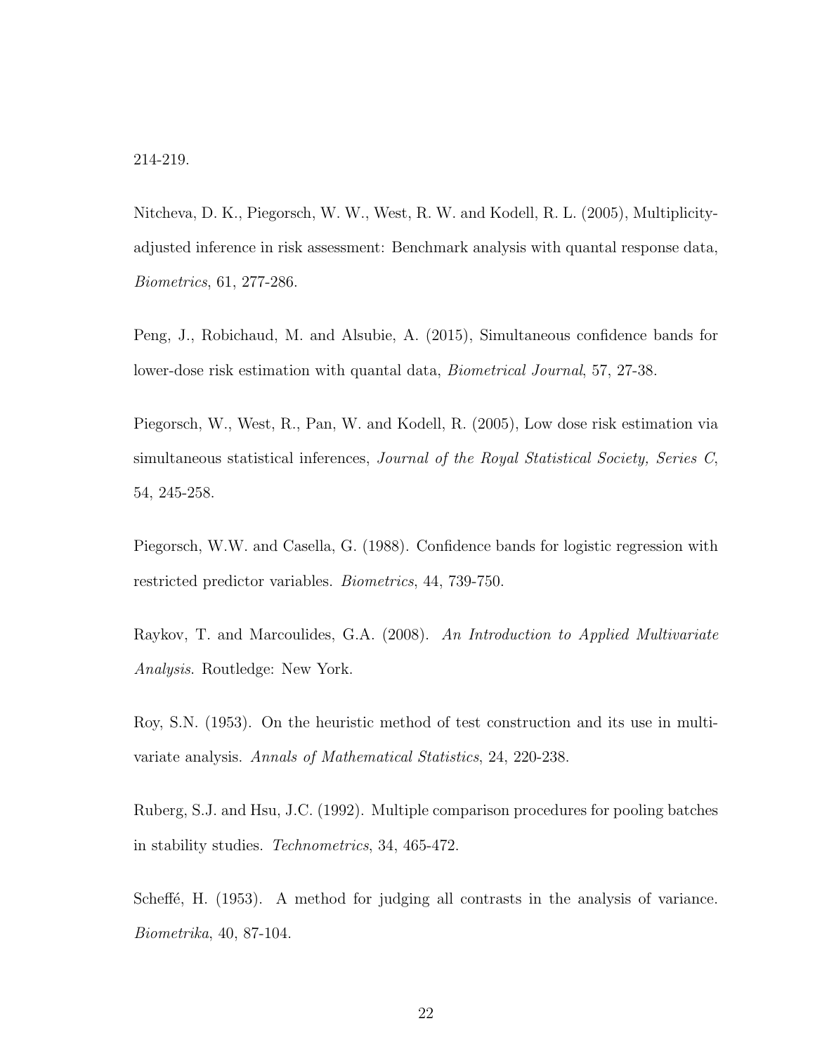214-219.

Nitcheva, D. K., Piegorsch, W. W., West, R. W. and Kodell, R. L. (2005), Multiplicity-adjusted inference in risk assessment: Benchmark analysis with quantal response data, *Biometrics*, 61, 277-286.

Peng, J., Robichaud, M. and Alsubie, A. (2015), Simultaneous confidence bands for lower-dose risk estimation with quantal data, *Biometrical Journal*, 57, 27-38.

Piegorsch, W., West, R., Pan, W. and Kodell, R. (2005), Low dose risk estimation via simultaneous statistical inferences, *Journal of the Royal Statistical Society, Series C*, 54, 245-258.

Piegorsch, W.W. and Casella, G. (1988). Confidence bands for logistic regression with restricted predictor variables. *Biometrics*, 44, 739-750.

Raykov, T. and Marcoulides, G.A. (2008). *An Introduction to Applied Multivariate Analysis*. Routledge: New York.

Roy, S.N. (1953). On the heuristic method of test construction and its use in multivariate analysis. *Annals of Mathematical Statistics*, 24, 220-238.

Ruberg, S.J. and Hsu, J.C. (1992). Multiple comparison procedures for pooling batches in stability studies. *Technometrics*, 34, 465-472.

Scheffé, H. (1953). A method for judging all contrasts in the analysis of variance. *Biometrika*, 40, 87-104.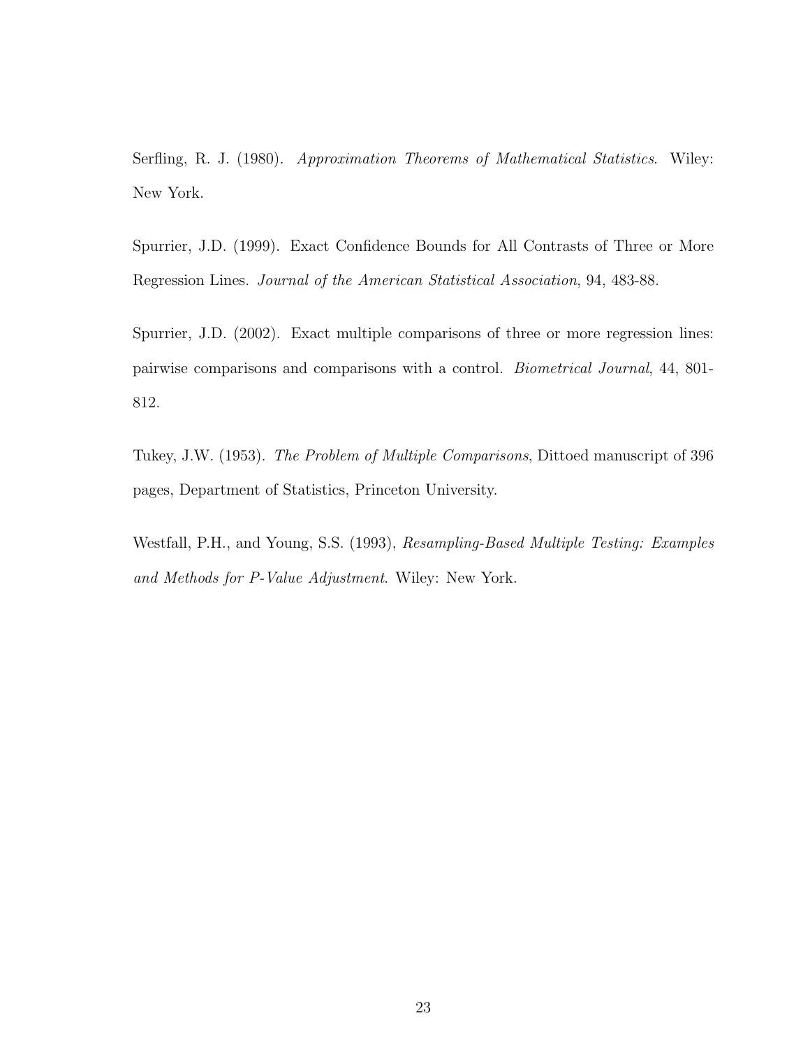Serfling, R. J. (1980). *Approximation Theorems of Mathematical Statistics*. Wiley: New York.

Spurrier, J.D. (1999). Exact Confidence Bounds for All Contrasts of Three or More Regression Lines. *Journal of the American Statistical Association*, 94, 483-88.

Spurrier, J.D. (2002). Exact multiple comparisons of three or more regression lines: pairwise comparisons and comparisons with a control. *Biometrical Journal*, 44, 801-812.

Tukey, J.W. (1953). *The Problem of Multiple Comparisons*, Dittoed manuscript of 396 pages, Department of Statistics, Princeton University.

Westfall, P.H., and Young, S.S. (1993), *Resampling-Based Multiple Testing: Examples and Methods for P-Value Adjustment*. Wiley: New York.